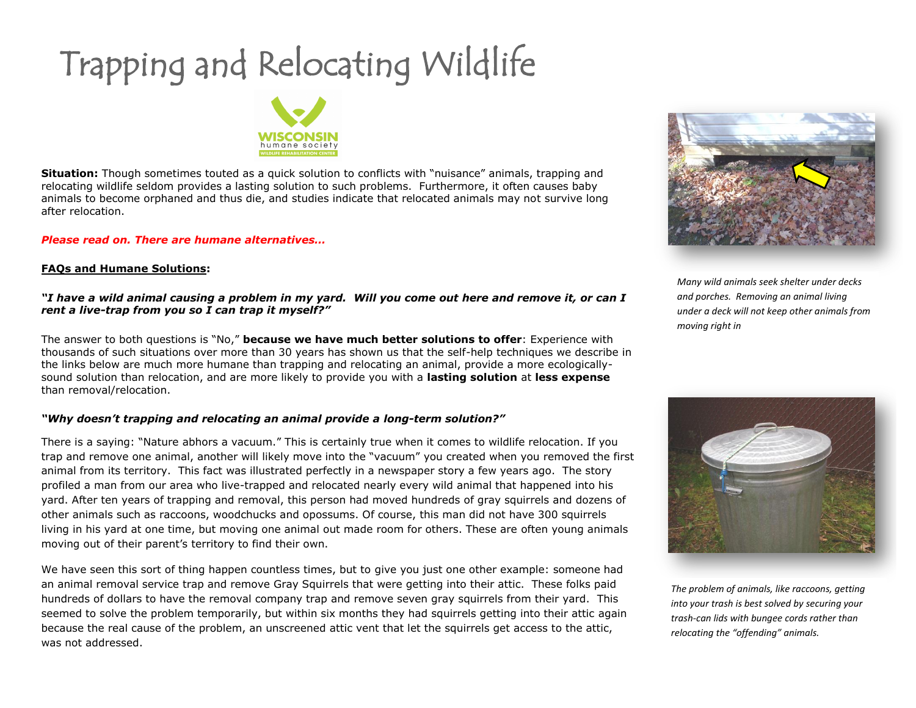# Trapping and Relocating Wildlife

**Situation:** Though sometimes touted as a quick solution to conflicts with "nuisance" animals, trapping and relocating wildlife seldom provides a lasting solution to such problems. Furthermore, it often causes baby animals to become orphaned and thus die, and studies indicate that relocated animals may not survive long after relocation.

***Please read on. There are humane alternatives…***

**FAQs and Humane Solutions:**

***"I have a wild animal causing a problem in my yard. Will you come out here and remove it, or can I rent a live-trap from you so I can trap it myself?"***

The answer to both questions is "No," **because we have much better solutions to offer**: Experience with thousands of such situations over more than 30 years has shown us that the self-help techniques we describe in the links below are much more humane than trapping and relocating an animal, provide a more ecologically-sound solution than relocation, and are more likely to provide you with a **lasting solution** at **less expense** than removal/relocation.

***"Why doesn't trapping and relocating an animal provide a long-term solution?"***

There is a saying: "Nature abhors a vacuum." This is certainly true when it comes to wildlife relocation. If you trap and remove one animal, another will likely move into the "vacuum" you created when you removed the first animal from its territory. This fact was illustrated perfectly in a newspaper story a few years ago. The story profiled a man from our area who live-trapped and relocated nearly every wild animal that happened into his yard. After ten years of trapping and removal, this person had moved hundreds of gray squirrels and dozens of other animals such as raccoons, woodchucks and opossums. Of course, this man did not have 300 squirrels living in his yard at one time, but moving one animal out made room for others. These are often young animals moving out of their parent's territory to find their own.

We have seen this sort of thing happen countless times, but to give you just one other example: someone had an animal removal service trap and remove Gray Squirrels that were getting into their attic. These folks paid hundreds of dollars to have the removal company trap and remove seven gray squirrels from their yard. This seemed to solve the problem temporarily, but within six months they had squirrels getting into their attic again because the real cause of the problem, an unscreened attic vent that let the squirrels get access to the attic, was not addressed.

*Many wild animals seek shelter under decks and porches. Removing an animal living under a deck will not keep other animals from moving right in*

*The problem of animals, like raccoons, getting into your trash is best solved by securing your trash-can lids with bungee cords rather than relocating the "offending" animals.*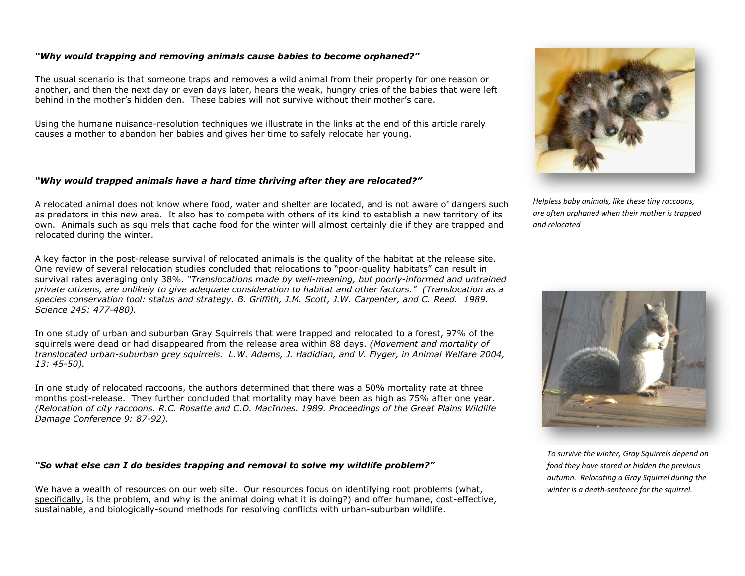### *"Why would trapping and removing animals cause babies to become orphaned?"*

The usual scenario is that someone traps and removes a wild animal from their property for one reason or another, and then the next day or even days later, hears the weak, hungry cries of the babies that were left behind in the mother's hidden den. These babies will not survive without their mother's care.

Using the humane nuisance-resolution techniques we illustrate in the links at the end of this article rarely causes a mother to abandon her babies and gives her time to safely relocate her young.

*Helpless baby animals, like these tiny raccoons, are often orphaned when their mother is trapped and relocated*

### *"Why would trapped animals have a hard time thriving after they are relocated?"*

A relocated animal does not know where food, water and shelter are located, and is not aware of dangers such as predators in this new area. It also has to compete with others of its kind to establish a new territory of its own. Animals such as squirrels that cache food for the winter will almost certainly die if they are trapped and relocated during the winter.

A key factor in the post-release survival of relocated animals is the quality of the habitat at the release site. One review of several relocation studies concluded that relocations to "poor-quality habitats" can result in survival rates averaging only 38%. *"Translocations made by well-meaning, but poorly-informed and untrained private citizens, are unlikely to give adequate consideration to habitat and other factors." (Translocation as a species conservation tool: status and strategy. B. Griffith, J.M. Scott, J.W. Carpenter, and C. Reed. 1989. Science 245: 477-480).*

In one study of urban and suburban Gray Squirrels that were trapped and relocated to a forest, 97% of the squirrels were dead or had disappeared from the release area within 88 days. *(Movement and mortality of translocated urban-suburban grey squirrels. L.W. Adams, J. Hadidian, and V. Flyger, in Animal Welfare 2004, 13: 45-50).*

In one study of relocated raccoons, the authors determined that there was a 50% mortality rate at three months post-release. They further concluded that mortality may have been as high as 75% after one year. *(Relocation of city raccoons. R.C. Rosatte and C.D. MacInnes. 1989. Proceedings of the Great Plains Wildlife Damage Conference 9: 87-92).*

*To survive the winter, Gray Squirrels depend on food they have stored or hidden the previous autumn. Relocating a Gray Squirrel during the winter is a death-sentence for the squirrel.*

### *"So what else can I do besides trapping and removal to solve my wildlife problem?"*

We have a wealth of resources on our web site. Our resources focus on identifying root problems (what, specifically, is the problem, and why is the animal doing what it is doing?) and offer humane, cost-effective, sustainable, and biologically-sound methods for resolving conflicts with urban-suburban wildlife.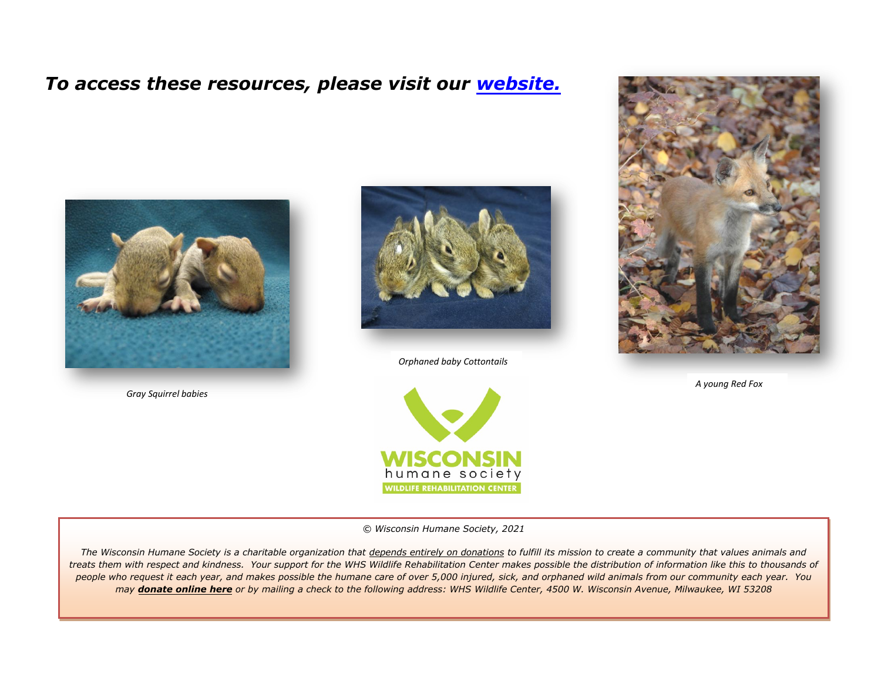***To access these resources, please visit our [website.](#)***

*Gray Squirrel babies*

*Orphaned baby Cottontails*

*A young Red Fox*

WISCONSIN humane society WILDLIFE REHABILITATION CENTER

*© Wisconsin Humane Society, 2021*

*The Wisconsin Humane Society is a charitable organization that depends entirely on donations to fulfill its mission to create a community that values animals and treats them with respect and kindness. Your support for the WHS Wildlife Rehabilitation Center makes possible the distribution of information like this to thousands of people who request it each year, and makes possible the humane care of over 5,000 injured, sick, and orphaned wild animals from our community each year. You may* ***donate online here*** *or by mailing a check to the following address: WHS Wildlife Center, 4500 W. Wisconsin Avenue, Milwaukee, WI 53208*